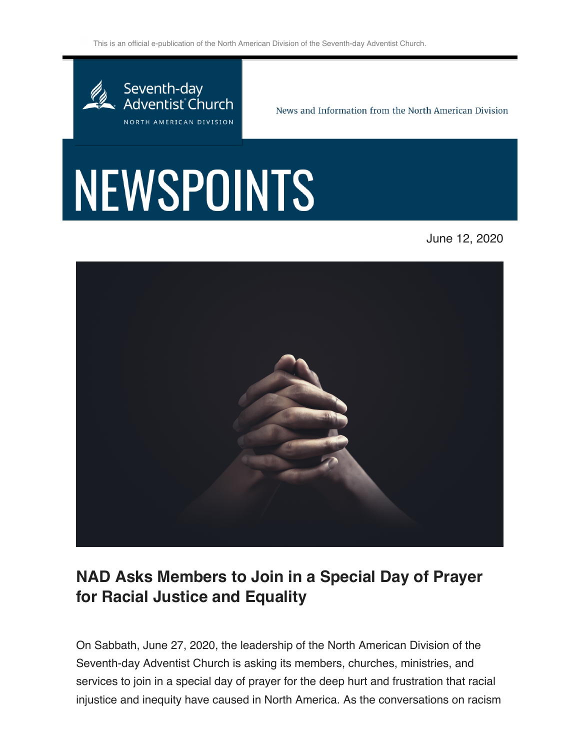This is an official e-publication of the North American Division of the Seventh-day Adventist Church.

Seventh-day Adventist Church

NORTH AMERICAN DIVISION

News and Information from the North American Division

# NEWSPOINTS

June 12, 2020

## NAD Asks Members to Join in a Special Day of Prayer for Racial Justice and Equality

On Sabbath, June 27, 2020, the leadership of the North American Division of the Seventh-day Adventist Church is asking its members, churches, ministries, and services to join in a special day of prayer for the deep hurt and frustration that racial injustice and inequity have caused in North America. As the conversations on racism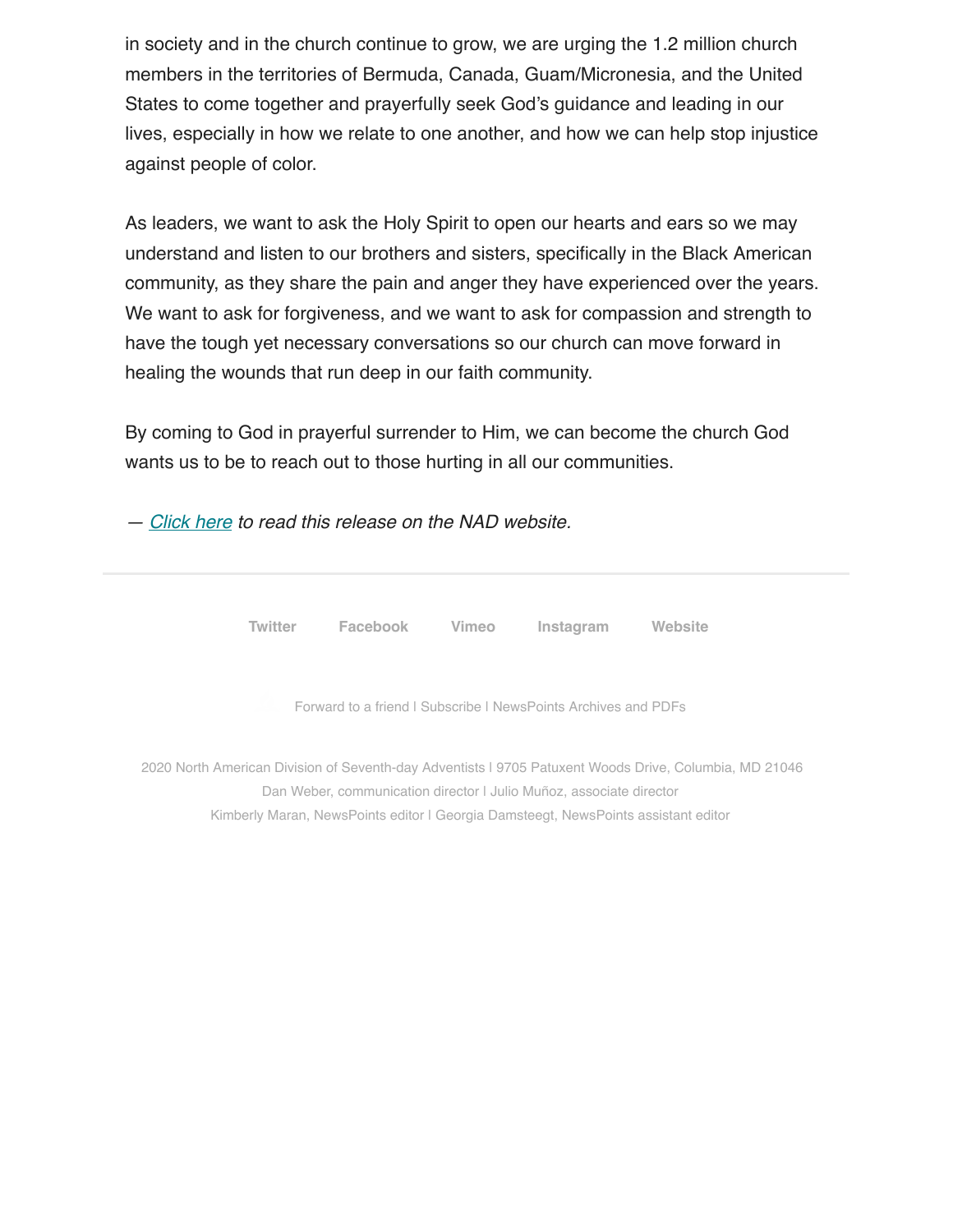in society and in the church continue to grow, we are urging the 1.2 million church members in the territories of Bermuda, Canada, Guam/Micronesia, and the United States to come together and prayerfully seek God's guidance and leading in our lives, especially in how we relate to one another, and how we can help stop injustice against people of color.

As leaders, we want to ask the Holy Spirit to open our hearts and ears so we may understand and listen to our brothers and sisters, specifically in the Black American community, as they share the pain and anger they have experienced over the years. We want to ask for forgiveness, and we want to ask for compassion and strength to have the tough yet necessary conversations so our church can move forward in healing the wounds that run deep in our faith community.

By coming to God in prayerful surrender to Him, we can become the church God wants us to be to reach out to those hurting in all our communities.

*— Click here to read this release on the NAD website.*

---

Twitter Facebook Vimeo Instagram Website

Forward to a friend l Subscribe l NewsPoints Archives and PDFs

2020 North American Division of Seventh-day Adventists l 9705 Patuxent Woods Drive, Columbia, MD 21046
Dan Weber, communication director l Julio Muñoz, associate director
Kimberly Maran, NewsPoints editor l Georgia Damsteegt, NewsPoints assistant editor